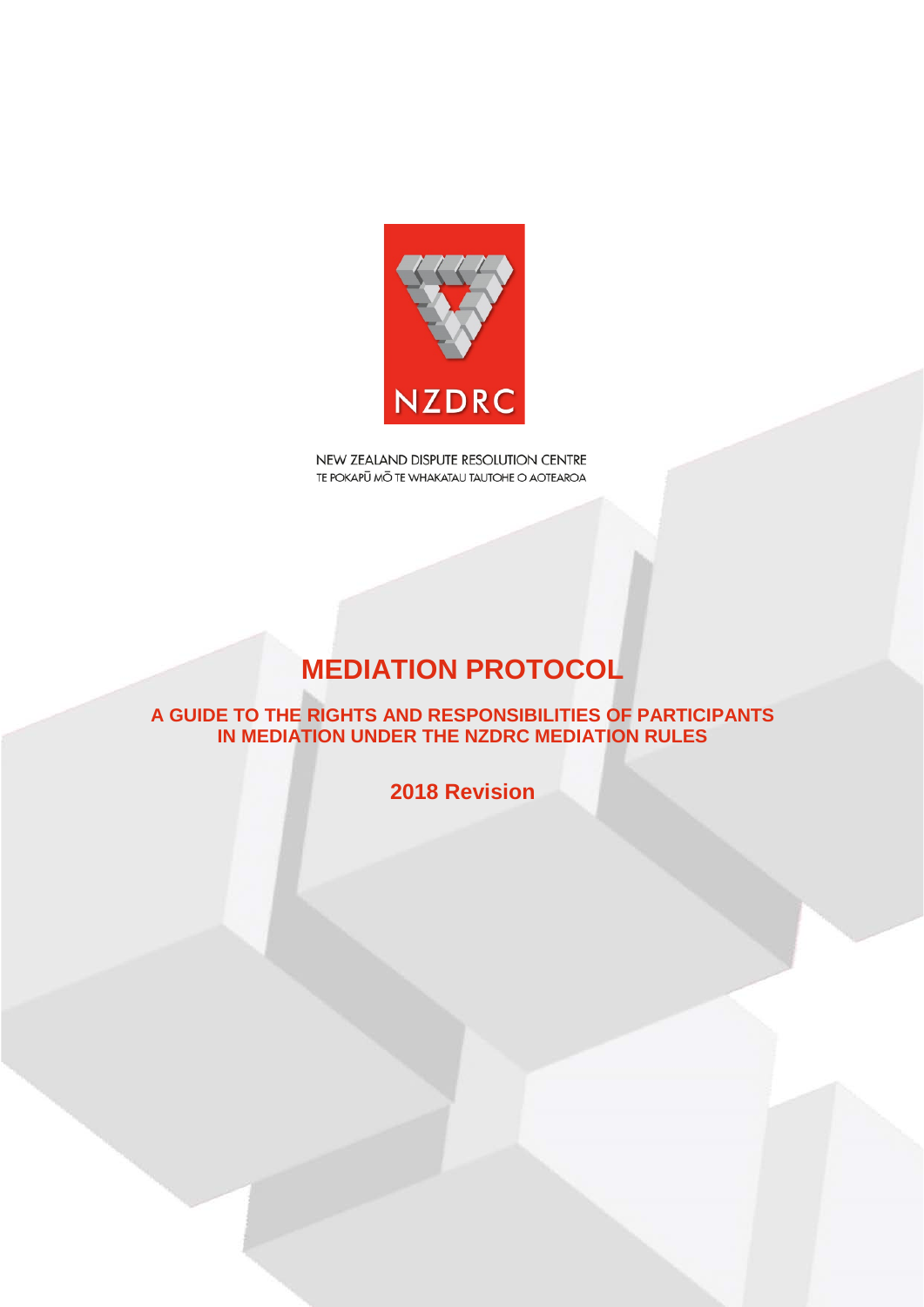NZDRC

NEW ZEALAND DISPUTE RESOLUTION CENTRE
TE POKAPŪ MŌ TE WHAKATAU TAUTOHE O AOTEAROA

# MEDIATION PROTOCOL

## A GUIDE TO THE RIGHTS AND RESPONSIBILITIES OF PARTICIPANTS IN MEDIATION UNDER THE NZDRC MEDIATION RULES

**2018 Revision**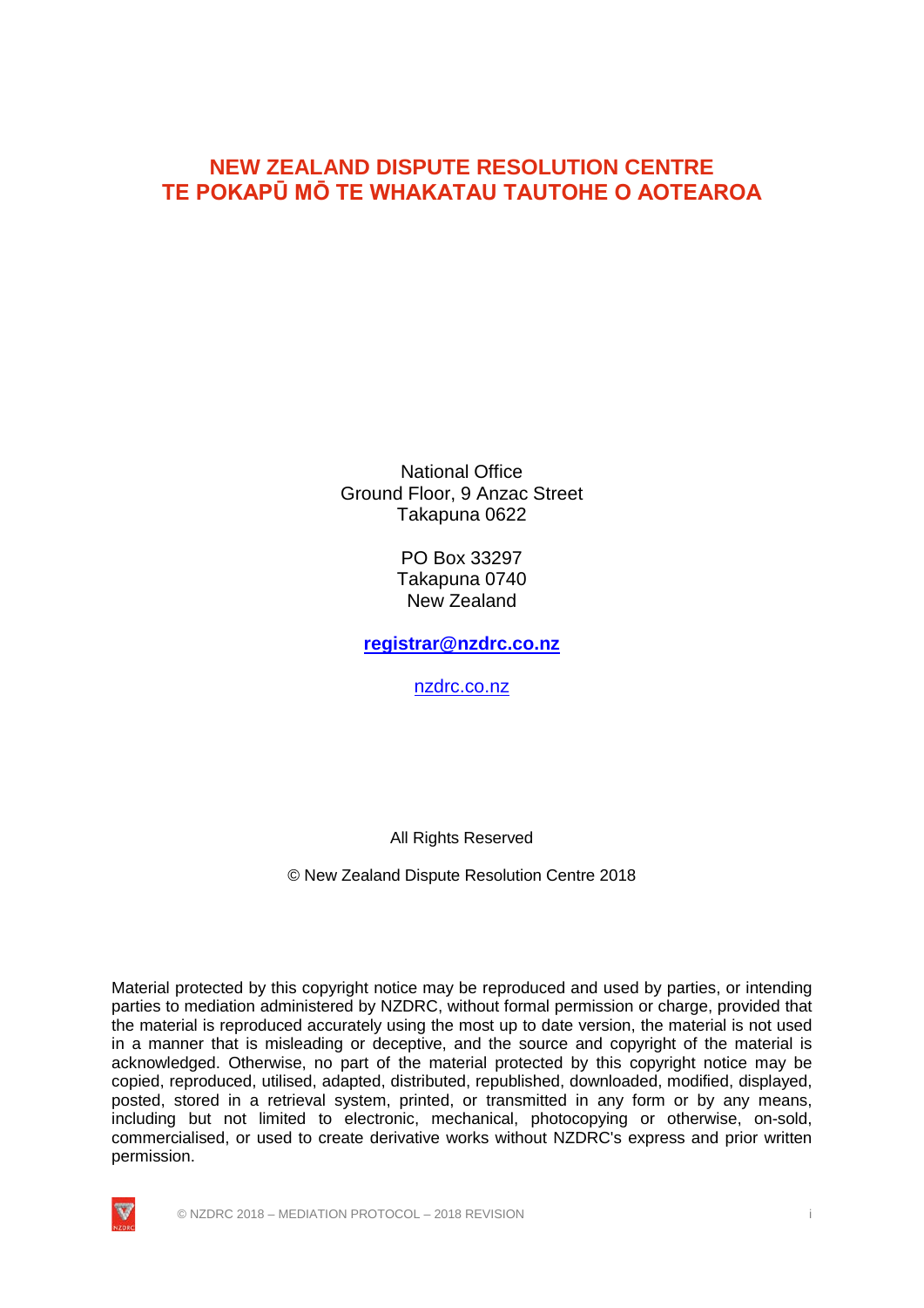# NEW ZEALAND DISPUTE RESOLUTION CENTRE
# TE POKAPŪ MŌ TE WHAKATAU TAUTOHE O AOTEAROA

National Office
Ground Floor, 9 Anzac Street
Takapuna 0622

PO Box 33297
Takapuna 0740
New Zealand

**registrar@nzdrc.co.nz**

nzdrc.co.nz

All Rights Reserved

© New Zealand Dispute Resolution Centre 2018

Material protected by this copyright notice may be reproduced and used by parties, or intending parties to mediation administered by NZDRC, without formal permission or charge, provided that the material is reproduced accurately using the most up to date version, the material is not used in a manner that is misleading or deceptive, and the source and copyright of the material is acknowledged. Otherwise, no part of the material protected by this copyright notice may be copied, reproduced, utilised, adapted, distributed, republished, downloaded, modified, displayed, posted, stored in a retrieval system, printed, or transmitted in any form or by any means, including but not limited to electronic, mechanical, photocopying or otherwise, on-sold, commercialised, or used to create derivative works without NZDRC's express and prior written permission.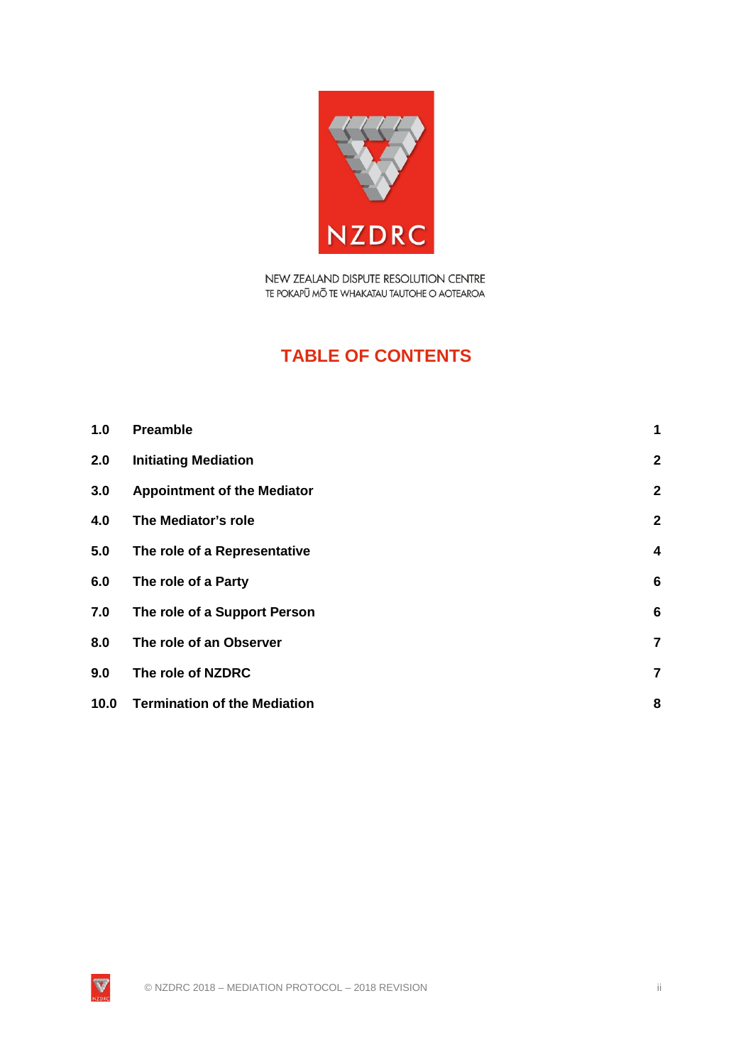NEW ZEALAND DISPUTE RESOLUTION CENTRE
TE POKAPŪ MŌ TE WHAKATAU TAUTOHE O AOTEAROA

# TABLE OF CONTENTS

| | | |
|---|---|---|
| **1.0** | **Preamble** | **1** |
| **2.0** | **Initiating Mediation** | **2** |
| **3.0** | **Appointment of the Mediator** | **2** |
| **4.0** | **The Mediator's role** | **2** |
| **5.0** | **The role of a Representative** | **4** |
| **6.0** | **The role of a Party** | **6** |
| **7.0** | **The role of a Support Person** | **6** |
| **8.0** | **The role of an Observer** | **7** |
| **9.0** | **The role of NZDRC** | **7** |
| **10.0** | **Termination of the Mediation** | **8** |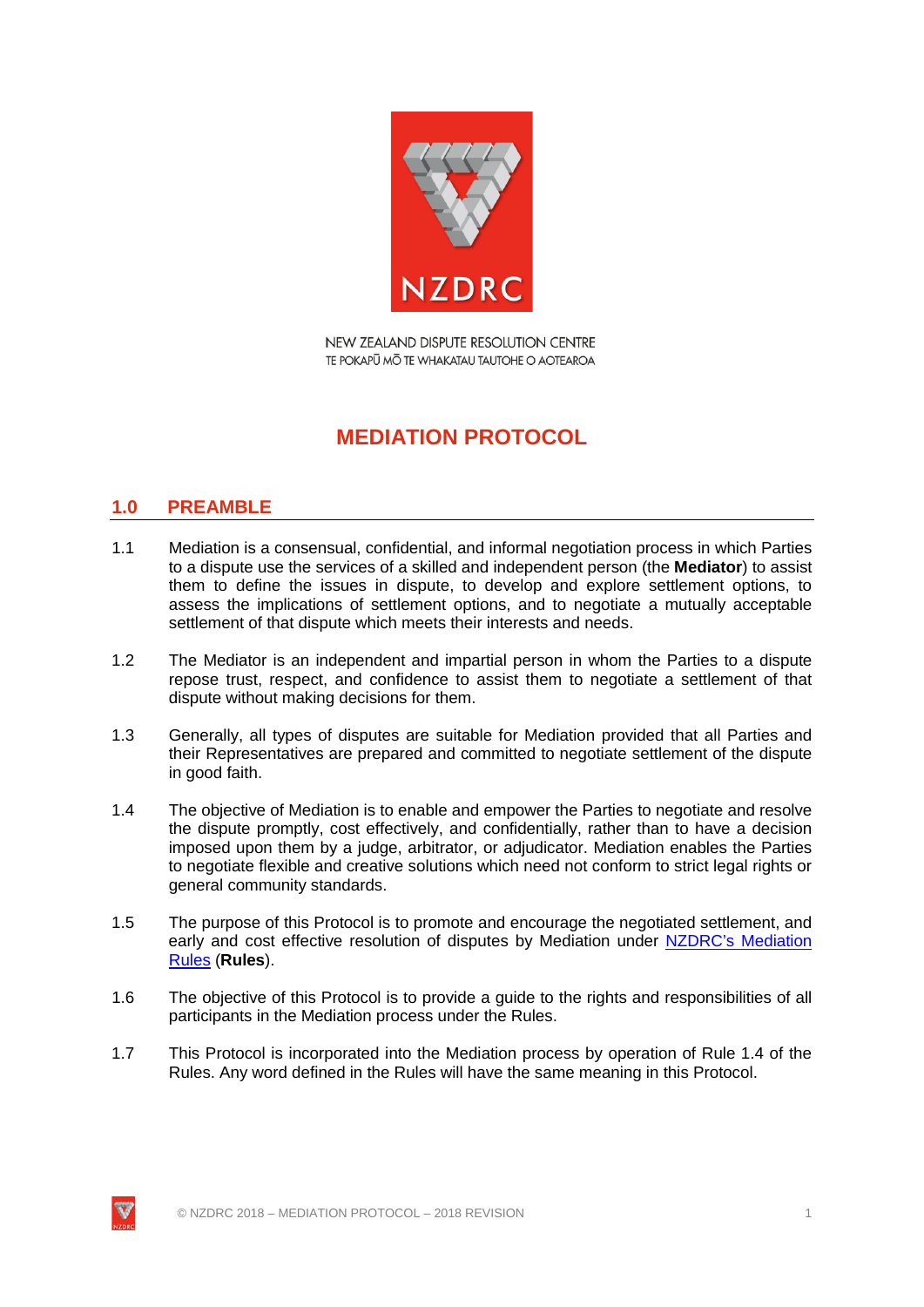NEW ZEALAND DISPUTE RESOLUTION CENTRE
TE POKAPŪ MŌ TE WHAKATAU TAUTOHE O AOTEAROA

# MEDIATION PROTOCOL

## 1.0 PREAMBLE

1.1 Mediation is a consensual, confidential, and informal negotiation process in which Parties to a dispute use the services of a skilled and independent person (the **Mediator**) to assist them to define the issues in dispute, to develop and explore settlement options, to assess the implications of settlement options, and to negotiate a mutually acceptable settlement of that dispute which meets their interests and needs.

1.2 The Mediator is an independent and impartial person in whom the Parties to a dispute repose trust, respect, and confidence to assist them to negotiate a settlement of that dispute without making decisions for them.

1.3 Generally, all types of disputes are suitable for Mediation provided that all Parties and their Representatives are prepared and committed to negotiate settlement of the dispute in good faith.

1.4 The objective of Mediation is to enable and empower the Parties to negotiate and resolve the dispute promptly, cost effectively, and confidentially, rather than to have a decision imposed upon them by a judge, arbitrator, or adjudicator. Mediation enables the Parties to negotiate flexible and creative solutions which need not conform to strict legal rights or general community standards.

1.5 The purpose of this Protocol is to promote and encourage the negotiated settlement, and early and cost effective resolution of disputes by Mediation under NZDRC's Mediation Rules (**Rules**).

1.6 The objective of this Protocol is to provide a guide to the rights and responsibilities of all participants in the Mediation process under the Rules.

1.7 This Protocol is incorporated into the Mediation process by operation of Rule 1.4 of the Rules. Any word defined in the Rules will have the same meaning in this Protocol.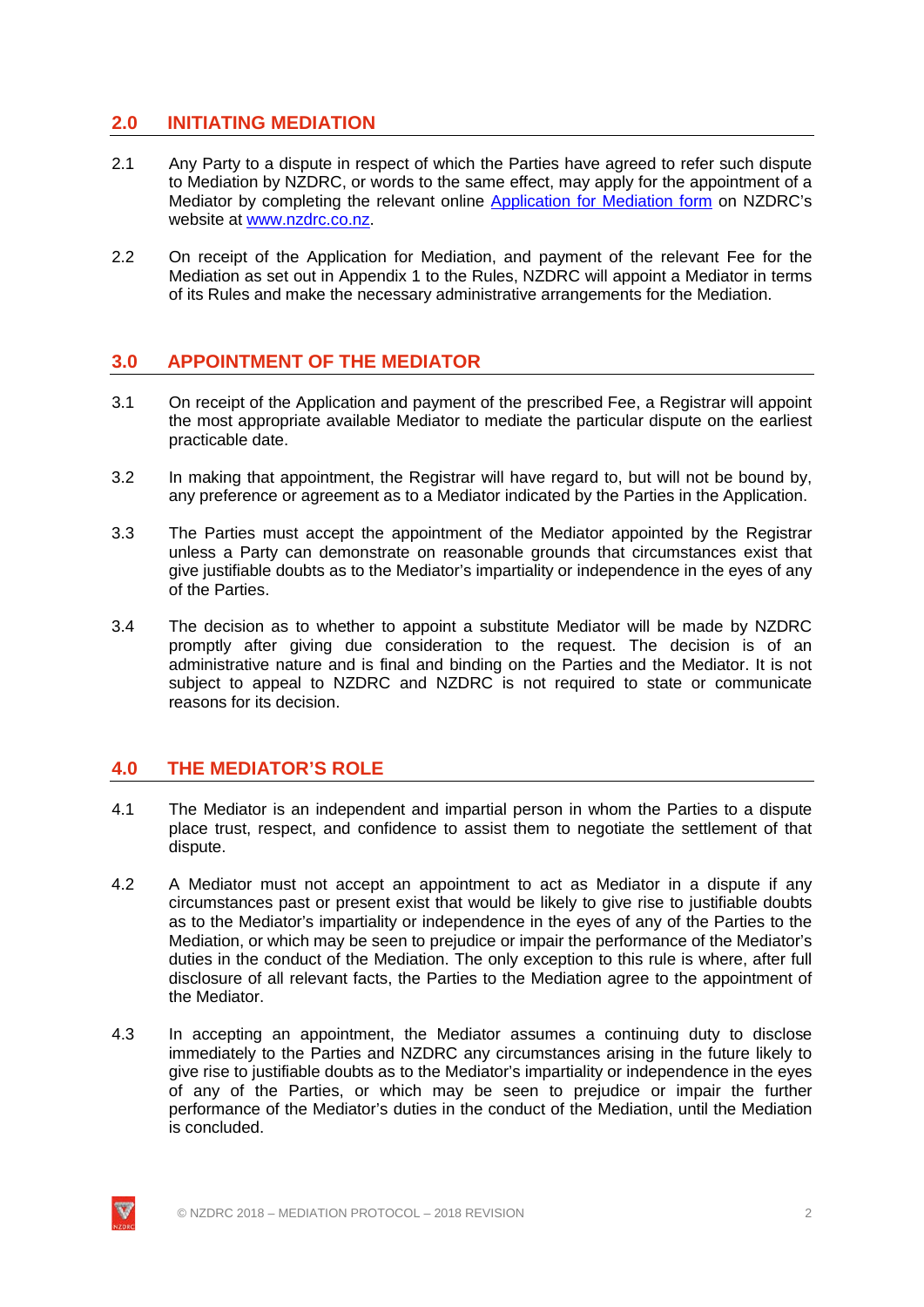## 2.0 INITIATING MEDIATION

2.1 Any Party to a dispute in respect of which the Parties have agreed to refer such dispute to Mediation by NZDRC, or words to the same effect, may apply for the appointment of a Mediator by completing the relevant online [Application for Mediation form](#) on NZDRC's website at [www.nzdrc.co.nz](http://www.nzdrc.co.nz).

2.2 On receipt of the Application for Mediation, and payment of the relevant Fee for the Mediation as set out in Appendix 1 to the Rules, NZDRC will appoint a Mediator in terms of its Rules and make the necessary administrative arrangements for the Mediation.

## 3.0 APPOINTMENT OF THE MEDIATOR

3.1 On receipt of the Application and payment of the prescribed Fee, a Registrar will appoint the most appropriate available Mediator to mediate the particular dispute on the earliest practicable date.

3.2 In making that appointment, the Registrar will have regard to, but will not be bound by, any preference or agreement as to a Mediator indicated by the Parties in the Application.

3.3 The Parties must accept the appointment of the Mediator appointed by the Registrar unless a Party can demonstrate on reasonable grounds that circumstances exist that give justifiable doubts as to the Mediator's impartiality or independence in the eyes of any of the Parties.

3.4 The decision as to whether to appoint a substitute Mediator will be made by NZDRC promptly after giving due consideration to the request. The decision is of an administrative nature and is final and binding on the Parties and the Mediator. It is not subject to appeal to NZDRC and NZDRC is not required to state or communicate reasons for its decision.

## 4.0 THE MEDIATOR'S ROLE

4.1 The Mediator is an independent and impartial person in whom the Parties to a dispute place trust, respect, and confidence to assist them to negotiate the settlement of that dispute.

4.2 A Mediator must not accept an appointment to act as Mediator in a dispute if any circumstances past or present exist that would be likely to give rise to justifiable doubts as to the Mediator's impartiality or independence in the eyes of any of the Parties to the Mediation, or which may be seen to prejudice or impair the performance of the Mediator's duties in the conduct of the Mediation. The only exception to this rule is where, after full disclosure of all relevant facts, the Parties to the Mediation agree to the appointment of the Mediator.

4.3 In accepting an appointment, the Mediator assumes a continuing duty to disclose immediately to the Parties and NZDRC any circumstances arising in the future likely to give rise to justifiable doubts as to the Mediator's impartiality or independence in the eyes of any of the Parties, or which may be seen to prejudice or impair the further performance of the Mediator's duties in the conduct of the Mediation, until the Mediation is concluded.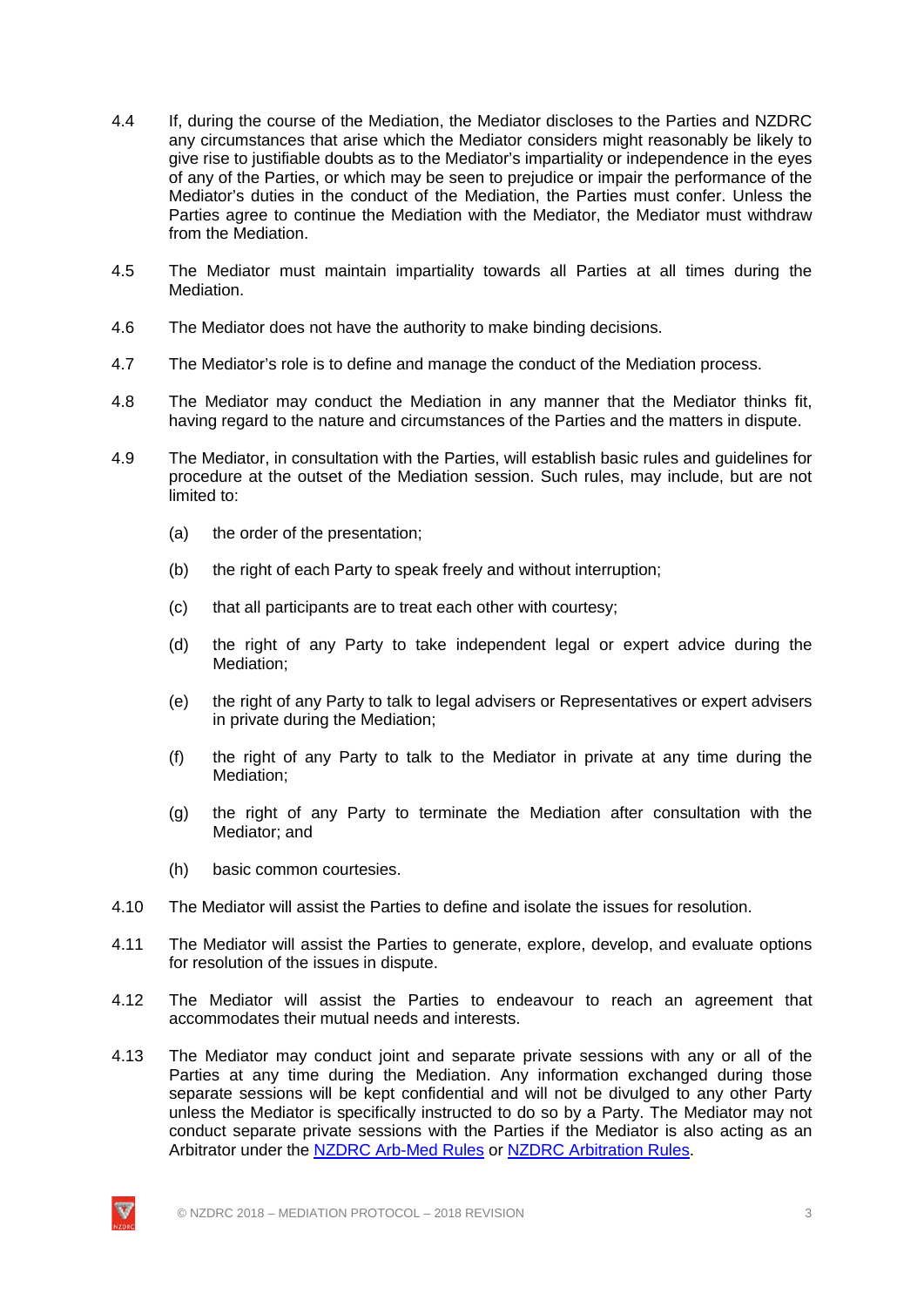4.4 If, during the course of the Mediation, the Mediator discloses to the Parties and NZDRC any circumstances that arise which the Mediator considers might reasonably be likely to give rise to justifiable doubts as to the Mediator's impartiality or independence in the eyes of any of the Parties, or which may be seen to prejudice or impair the performance of the Mediator's duties in the conduct of the Mediation, the Parties must confer. Unless the Parties agree to continue the Mediation with the Mediator, the Mediator must withdraw from the Mediation.

4.5 The Mediator must maintain impartiality towards all Parties at all times during the Mediation.

4.6 The Mediator does not have the authority to make binding decisions.

4.7 The Mediator's role is to define and manage the conduct of the Mediation process.

4.8 The Mediator may conduct the Mediation in any manner that the Mediator thinks fit, having regard to the nature and circumstances of the Parties and the matters in dispute.

4.9 The Mediator, in consultation with the Parties, will establish basic rules and guidelines for procedure at the outset of the Mediation session. Such rules, may include, but are not limited to:

(a) the order of the presentation;

(b) the right of each Party to speak freely and without interruption;

(c) that all participants are to treat each other with courtesy;

(d) the right of any Party to take independent legal or expert advice during the Mediation;

(e) the right of any Party to talk to legal advisers or Representatives or expert advisers in private during the Mediation;

(f) the right of any Party to talk to the Mediator in private at any time during the Mediation;

(g) the right of any Party to terminate the Mediation after consultation with the Mediator; and

(h) basic common courtesies.

4.10 The Mediator will assist the Parties to define and isolate the issues for resolution.

4.11 The Mediator will assist the Parties to generate, explore, develop, and evaluate options for resolution of the issues in dispute.

4.12 The Mediator will assist the Parties to endeavour to reach an agreement that accommodates their mutual needs and interests.

4.13 The Mediator may conduct joint and separate private sessions with any or all of the Parties at any time during the Mediation. Any information exchanged during those separate sessions will be kept confidential and will not be divulged to any other Party unless the Mediator is specifically instructed to do so by a Party. The Mediator may not conduct separate private sessions with the Parties if the Mediator is also acting as an Arbitrator under the NZDRC Arb-Med Rules or NZDRC Arbitration Rules.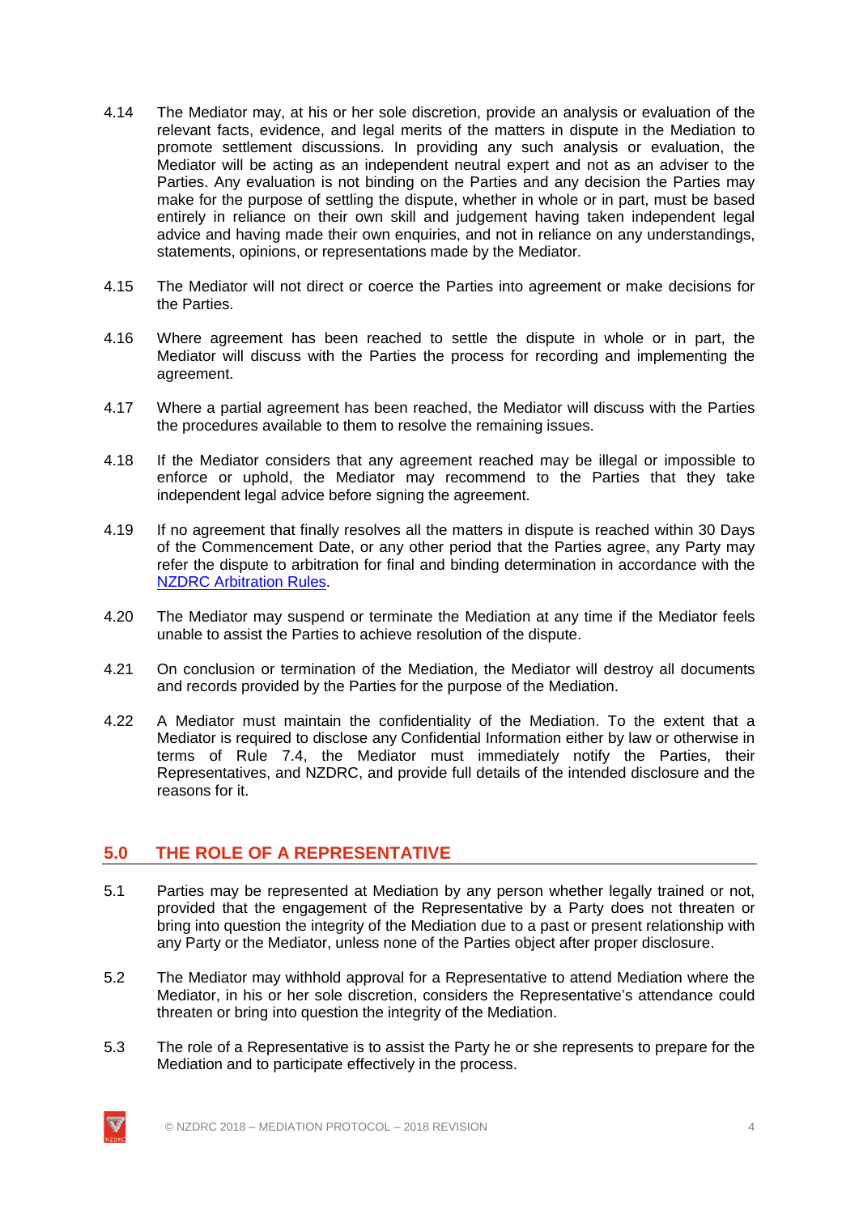4.14 The Mediator may, at his or her sole discretion, provide an analysis or evaluation of the relevant facts, evidence, and legal merits of the matters in dispute in the Mediation to promote settlement discussions. In providing any such analysis or evaluation, the Mediator will be acting as an independent neutral expert and not as an adviser to the Parties. Any evaluation is not binding on the Parties and any decision the Parties may make for the purpose of settling the dispute, whether in whole or in part, must be based entirely in reliance on their own skill and judgement having taken independent legal advice and having made their own enquiries, and not in reliance on any understandings, statements, opinions, or representations made by the Mediator.

4.15 The Mediator will not direct or coerce the Parties into agreement or make decisions for the Parties.

4.16 Where agreement has been reached to settle the dispute in whole or in part, the Mediator will discuss with the Parties the process for recording and implementing the agreement.

4.17 Where a partial agreement has been reached, the Mediator will discuss with the Parties the procedures available to them to resolve the remaining issues.

4.18 If the Mediator considers that any agreement reached may be illegal or impossible to enforce or uphold, the Mediator may recommend to the Parties that they take independent legal advice before signing the agreement.

4.19 If no agreement that finally resolves all the matters in dispute is reached within 30 Days of the Commencement Date, or any other period that the Parties agree, any Party may refer the dispute to arbitration for final and binding determination in accordance with the NZDRC Arbitration Rules.

4.20 The Mediator may suspend or terminate the Mediation at any time if the Mediator feels unable to assist the Parties to achieve resolution of the dispute.

4.21 On conclusion or termination of the Mediation, the Mediator will destroy all documents and records provided by the Parties for the purpose of the Mediation.

4.22 A Mediator must maintain the confidentiality of the Mediation. To the extent that a Mediator is required to disclose any Confidential Information either by law or otherwise in terms of Rule 7.4, the Mediator must immediately notify the Parties, their Representatives, and NZDRC, and provide full details of the intended disclosure and the reasons for it.

## 5.0 THE ROLE OF A REPRESENTATIVE

5.1 Parties may be represented at Mediation by any person whether legally trained or not, provided that the engagement of the Representative by a Party does not threaten or bring into question the integrity of the Mediation due to a past or present relationship with any Party or the Mediator, unless none of the Parties object after proper disclosure.

5.2 The Mediator may withhold approval for a Representative to attend Mediation where the Mediator, in his or her sole discretion, considers the Representative's attendance could threaten or bring into question the integrity of the Mediation.

5.3 The role of a Representative is to assist the Party he or she represents to prepare for the Mediation and to participate effectively in the process.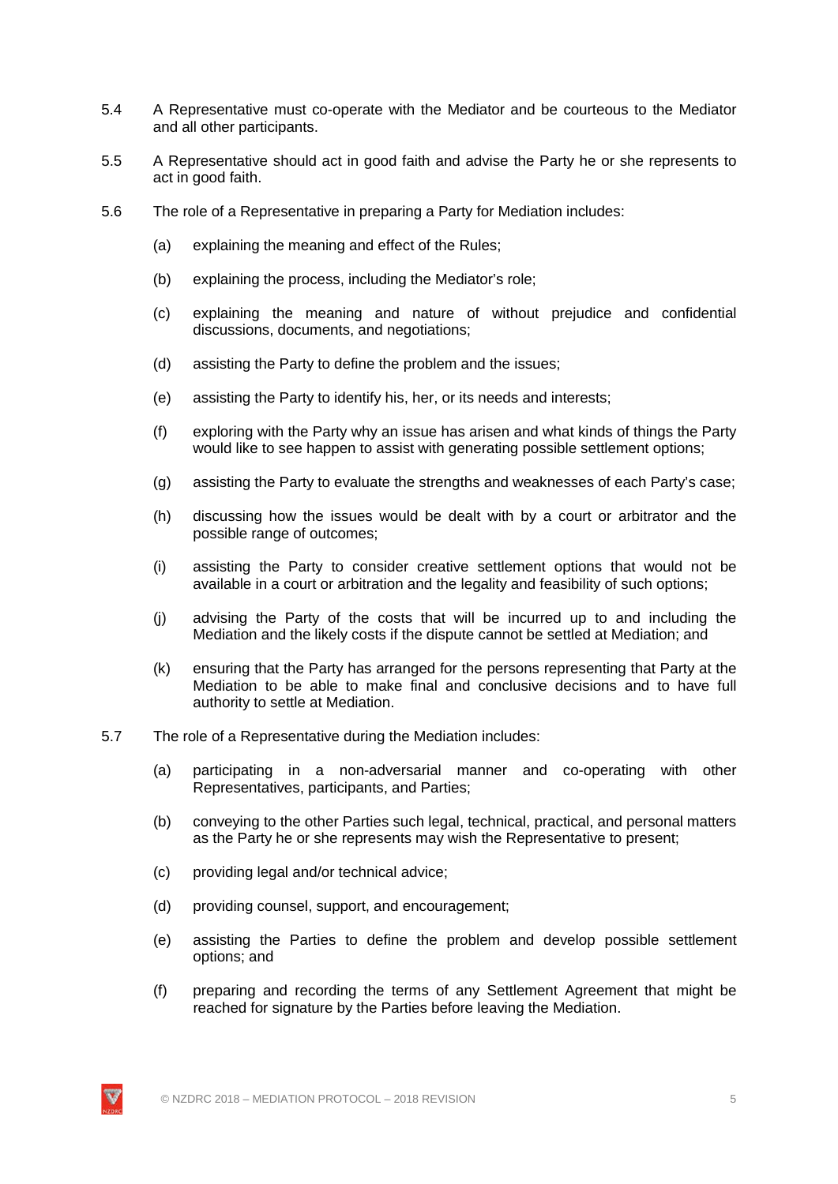5.4 A Representative must co-operate with the Mediator and be courteous to the Mediator and all other participants.

5.5 A Representative should act in good faith and advise the Party he or she represents to act in good faith.

5.6 The role of a Representative in preparing a Party for Mediation includes:

(a) explaining the meaning and effect of the Rules;

(b) explaining the process, including the Mediator's role;

(c) explaining the meaning and nature of without prejudice and confidential discussions, documents, and negotiations;

(d) assisting the Party to define the problem and the issues;

(e) assisting the Party to identify his, her, or its needs and interests;

(f) exploring with the Party why an issue has arisen and what kinds of things the Party would like to see happen to assist with generating possible settlement options;

(g) assisting the Party to evaluate the strengths and weaknesses of each Party's case;

(h) discussing how the issues would be dealt with by a court or arbitrator and the possible range of outcomes;

(i) assisting the Party to consider creative settlement options that would not be available in a court or arbitration and the legality and feasibility of such options;

(j) advising the Party of the costs that will be incurred up to and including the Mediation and the likely costs if the dispute cannot be settled at Mediation; and

(k) ensuring that the Party has arranged for the persons representing that Party at the Mediation to be able to make final and conclusive decisions and to have full authority to settle at Mediation.

5.7 The role of a Representative during the Mediation includes:

(a) participating in a non-adversarial manner and co-operating with other Representatives, participants, and Parties;

(b) conveying to the other Parties such legal, technical, practical, and personal matters as the Party he or she represents may wish the Representative to present;

(c) providing legal and/or technical advice;

(d) providing counsel, support, and encouragement;

(e) assisting the Parties to define the problem and develop possible settlement options; and

(f) preparing and recording the terms of any Settlement Agreement that might be reached for signature by the Parties before leaving the Mediation.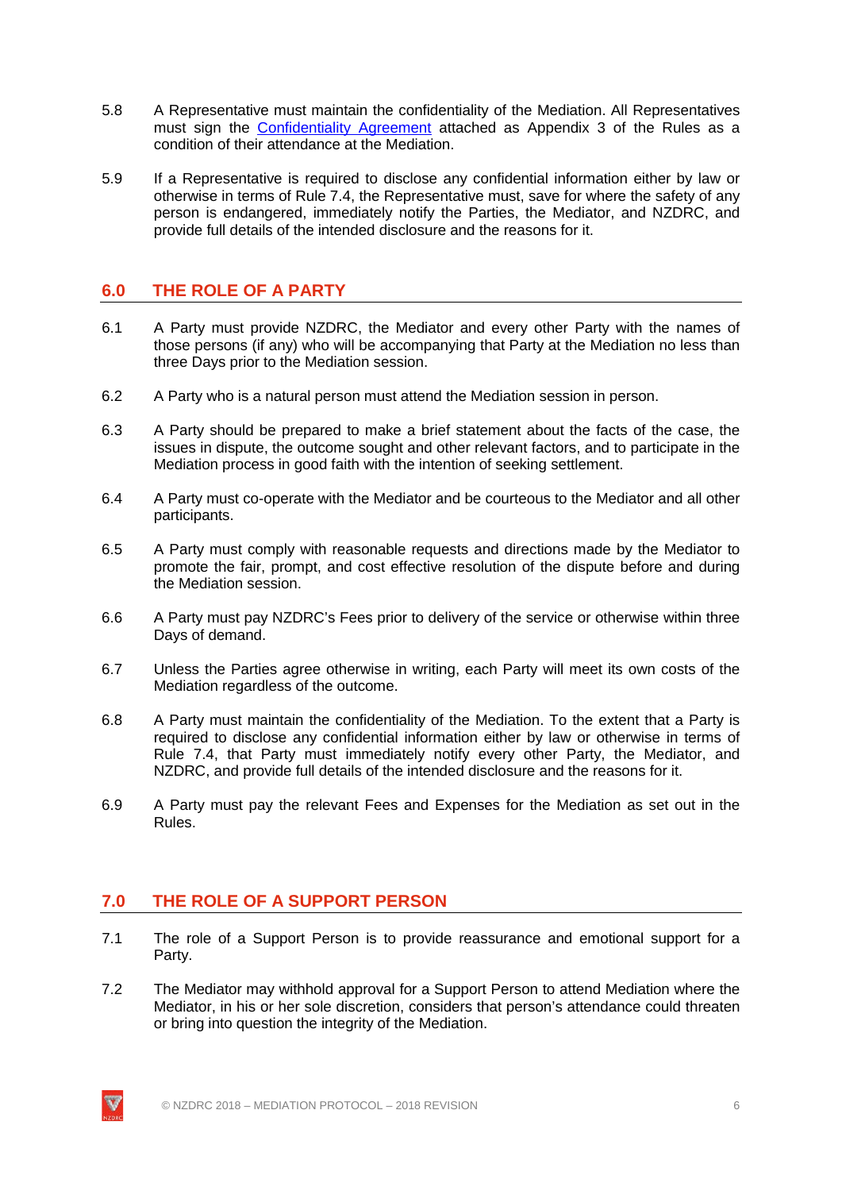5.8 A Representative must maintain the confidentiality of the Mediation. All Representatives must sign the [Confidentiality Agreement] attached as Appendix 3 of the Rules as a condition of their attendance at the Mediation.

5.9 If a Representative is required to disclose any confidential information either by law or otherwise in terms of Rule 7.4, the Representative must, save for where the safety of any person is endangered, immediately notify the Parties, the Mediator, and NZDRC, and provide full details of the intended disclosure and the reasons for it.

## 6.0 THE ROLE OF A PARTY

6.1 A Party must provide NZDRC, the Mediator and every other Party with the names of those persons (if any) who will be accompanying that Party at the Mediation no less than three Days prior to the Mediation session.

6.2 A Party who is a natural person must attend the Mediation session in person.

6.3 A Party should be prepared to make a brief statement about the facts of the case, the issues in dispute, the outcome sought and other relevant factors, and to participate in the Mediation process in good faith with the intention of seeking settlement.

6.4 A Party must co-operate with the Mediator and be courteous to the Mediator and all other participants.

6.5 A Party must comply with reasonable requests and directions made by the Mediator to promote the fair, prompt, and cost effective resolution of the dispute before and during the Mediation session.

6.6 A Party must pay NZDRC's Fees prior to delivery of the service or otherwise within three Days of demand.

6.7 Unless the Parties agree otherwise in writing, each Party will meet its own costs of the Mediation regardless of the outcome.

6.8 A Party must maintain the confidentiality of the Mediation. To the extent that a Party is required to disclose any confidential information either by law or otherwise in terms of Rule 7.4, that Party must immediately notify every other Party, the Mediator, and NZDRC, and provide full details of the intended disclosure and the reasons for it.

6.9 A Party must pay the relevant Fees and Expenses for the Mediation as set out in the Rules.

## 7.0 THE ROLE OF A SUPPORT PERSON

7.1 The role of a Support Person is to provide reassurance and emotional support for a Party.

7.2 The Mediator may withhold approval for a Support Person to attend Mediation where the Mediator, in his or her sole discretion, considers that person's attendance could threaten or bring into question the integrity of the Mediation.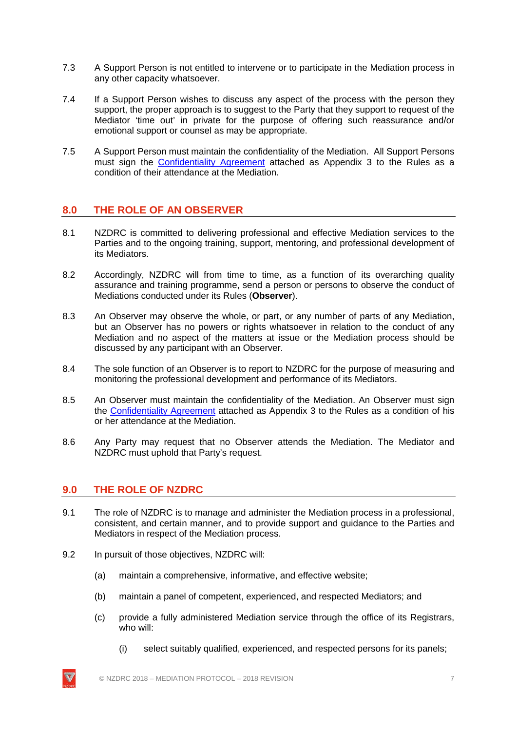7.3 A Support Person is not entitled to intervene or to participate in the Mediation process in any other capacity whatsoever.

7.4 If a Support Person wishes to discuss any aspect of the process with the person they support, the proper approach is to suggest to the Party that they support to request of the Mediator 'time out' in private for the purpose of offering such reassurance and/or emotional support or counsel as may be appropriate.

7.5 A Support Person must maintain the confidentiality of the Mediation. All Support Persons must sign the Confidentiality Agreement attached as Appendix 3 to the Rules as a condition of their attendance at the Mediation.

## 8.0 THE ROLE OF AN OBSERVER

8.1 NZDRC is committed to delivering professional and effective Mediation services to the Parties and to the ongoing training, support, mentoring, and professional development of its Mediators.

8.2 Accordingly, NZDRC will from time to time, as a function of its overarching quality assurance and training programme, send a person or persons to observe the conduct of Mediations conducted under its Rules (**Observer**).

8.3 An Observer may observe the whole, or part, or any number of parts of any Mediation, but an Observer has no powers or rights whatsoever in relation to the conduct of any Mediation and no aspect of the matters at issue or the Mediation process should be discussed by any participant with an Observer.

8.4 The sole function of an Observer is to report to NZDRC for the purpose of measuring and monitoring the professional development and performance of its Mediators.

8.5 An Observer must maintain the confidentiality of the Mediation. An Observer must sign the Confidentiality Agreement attached as Appendix 3 to the Rules as a condition of his or her attendance at the Mediation.

8.6 Any Party may request that no Observer attends the Mediation. The Mediator and NZDRC must uphold that Party's request.

## 9.0 THE ROLE OF NZDRC

9.1 The role of NZDRC is to manage and administer the Mediation process in a professional, consistent, and certain manner, and to provide support and guidance to the Parties and Mediators in respect of the Mediation process.

9.2 In pursuit of those objectives, NZDRC will:

(a) maintain a comprehensive, informative, and effective website;

(b) maintain a panel of competent, experienced, and respected Mediators; and

(c) provide a fully administered Mediation service through the office of its Registrars, who will:

(i) select suitably qualified, experienced, and respected persons for its panels;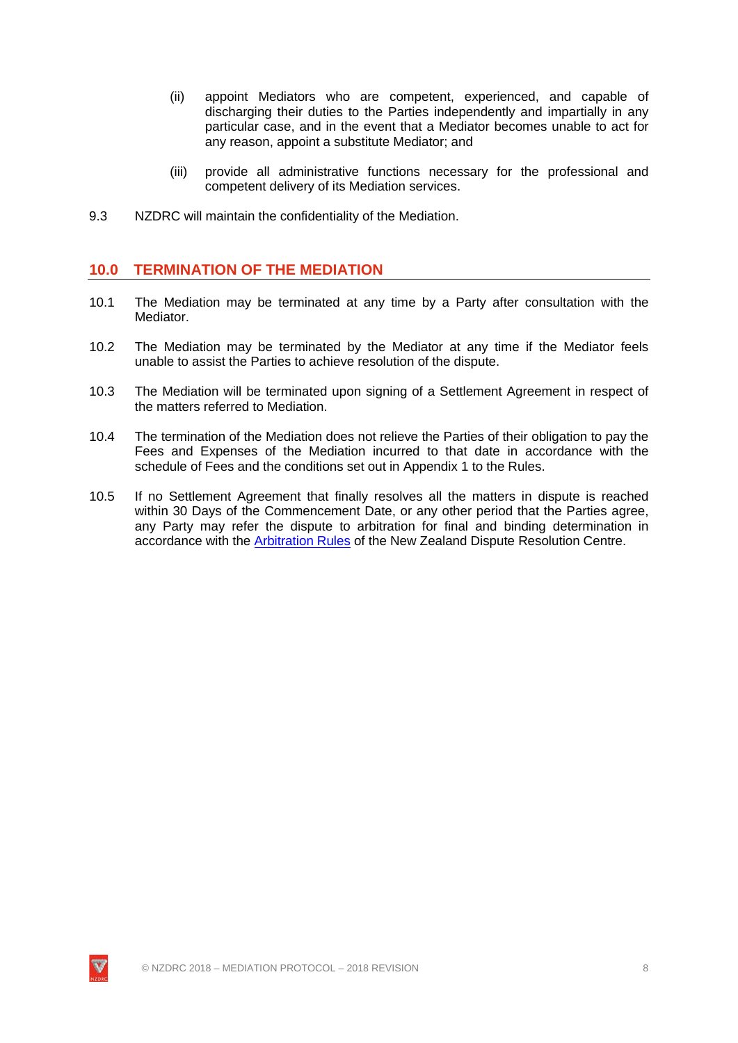(ii) appoint Mediators who are competent, experienced, and capable of discharging their duties to the Parties independently and impartially in any particular case, and in the event that a Mediator becomes unable to act for any reason, appoint a substitute Mediator; and

(iii) provide all administrative functions necessary for the professional and competent delivery of its Mediation services.

9.3 NZDRC will maintain the confidentiality of the Mediation.

## 10.0 TERMINATION OF THE MEDIATION

10.1 The Mediation may be terminated at any time by a Party after consultation with the Mediator.

10.2 The Mediation may be terminated by the Mediator at any time if the Mediator feels unable to assist the Parties to achieve resolution of the dispute.

10.3 The Mediation will be terminated upon signing of a Settlement Agreement in respect of the matters referred to Mediation.

10.4 The termination of the Mediation does not relieve the Parties of their obligation to pay the Fees and Expenses of the Mediation incurred to that date in accordance with the schedule of Fees and the conditions set out in Appendix 1 to the Rules.

10.5 If no Settlement Agreement that finally resolves all the matters in dispute is reached within 30 Days of the Commencement Date, or any other period that the Parties agree, any Party may refer the dispute to arbitration for final and binding determination in accordance with the Arbitration Rules of the New Zealand Dispute Resolution Centre.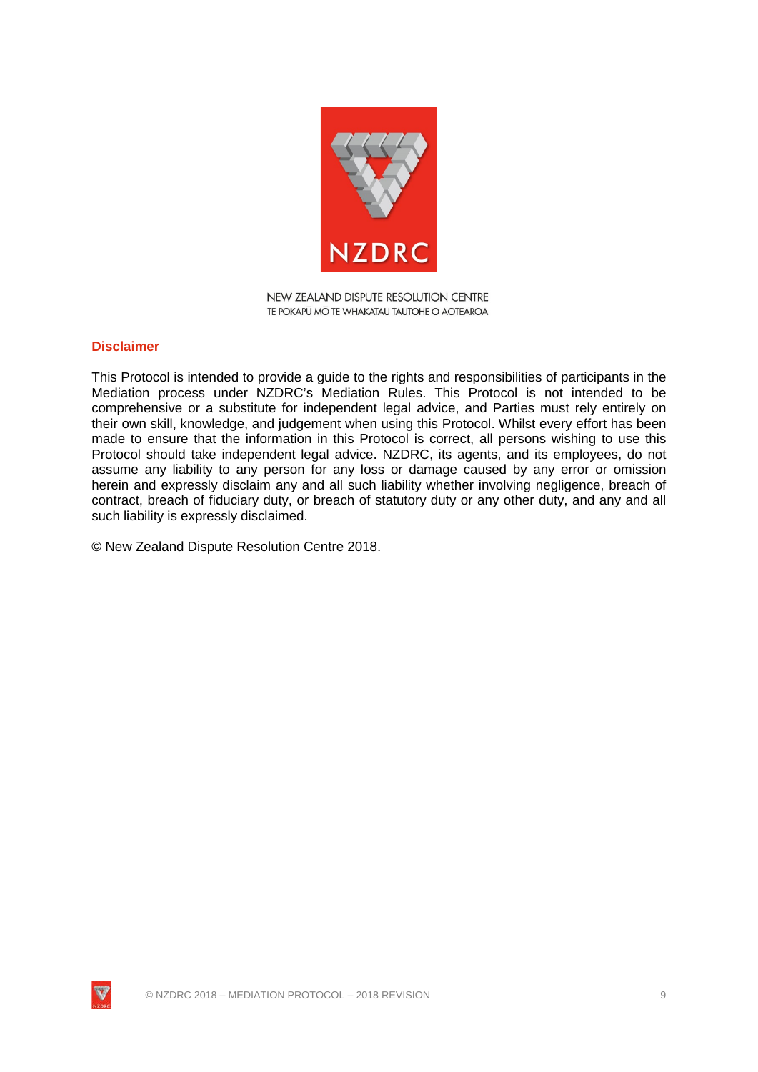NZDRC

NEW ZEALAND DISPUTE RESOLUTION CENTRE
TE POKAPŪ MŌ TE WHAKATAU TAUTOHE O AOTEAROA

## Disclaimer

This Protocol is intended to provide a guide to the rights and responsibilities of participants in the Mediation process under NZDRC's Mediation Rules. This Protocol is not intended to be comprehensive or a substitute for independent legal advice, and Parties must rely entirely on their own skill, knowledge, and judgement when using this Protocol. Whilst every effort has been made to ensure that the information in this Protocol is correct, all persons wishing to use this Protocol should take independent legal advice. NZDRC, its agents, and its employees, do not assume any liability to any person for any loss or damage caused by any error or omission herein and expressly disclaim any and all such liability whether involving negligence, breach of contract, breach of fiduciary duty, or breach of statutory duty or any other duty, and any and all such liability is expressly disclaimed.

© New Zealand Dispute Resolution Centre 2018.